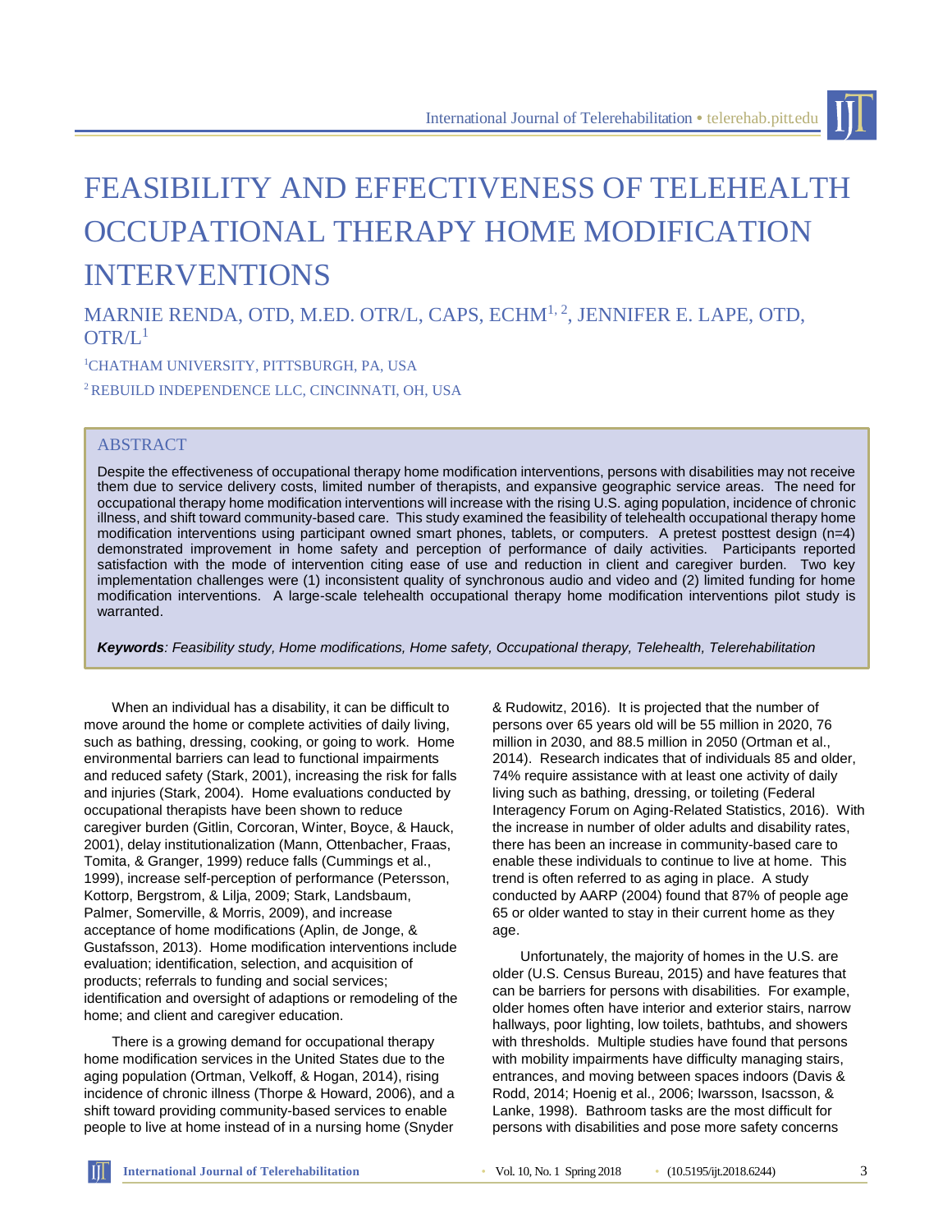# FEASIBILITY AND EFFECTIVENESS OF TELEHEALTH OCCUPATIONAL THERAPY HOME MODIFICATION INTERVENTIONS

MARNIE RENDA, OTD, M.ED. OTR/L, CAPS, ECHM[1, 2], JENNIFER E. LAPE, OTD, OTR/L[1]

[1]CHATHAM UNIVERSITY, PITTSBURGH, PA, USA

[2]REBUILD INDEPENDENCE LLC, CINCINNATI, OH, USA

## ABSTRACT

Despite the effectiveness of occupational therapy home modification interventions, persons with disabilities may not receive them due to service delivery costs, limited number of therapists, and expansive geographic service areas. The need for occupational therapy home modification interventions will increase with the rising U.S. aging population, incidence of chronic illness, and shift toward community-based care. This study examined the feasibility of telehealth occupational therapy home modification interventions using participant owned smart phones, tablets, or computers. A pretest posttest design (n=4) demonstrated improvement in home safety and perception of performance of daily activities. Participants reported satisfaction with the mode of intervention citing ease of use and reduction in client and caregiver burden. Two key implementation challenges were (1) inconsistent quality of synchronous audio and video and (2) limited funding for home modification interventions. A large-scale telehealth occupational therapy home modification interventions pilot study is warranted.

***Keywords**: Feasibility study, Home modifications, Home safety, Occupational therapy, Telehealth, Telerehabilitation*

When an individual has a disability, it can be difficult to move around the home or complete activities of daily living, such as bathing, dressing, cooking, or going to work. Home environmental barriers can lead to functional impairments and reduced safety (Stark, 2001), increasing the risk for falls and injuries (Stark, 2004). Home evaluations conducted by occupational therapists have been shown to reduce caregiver burden (Gitlin, Corcoran, Winter, Boyce, & Hauck, 2001), delay institutionalization (Mann, Ottenbacher, Fraas, Tomita, & Granger, 1999) reduce falls (Cummings et al., 1999), increase self-perception of performance (Petersson, Kottorp, Bergstrom, & Lilja, 2009; Stark, Landsbaum, Palmer, Somerville, & Morris, 2009), and increase acceptance of home modifications (Aplin, de Jonge, & Gustafsson, 2013). Home modification interventions include evaluation; identification, selection, and acquisition of products; referrals to funding and social services; identification and oversight of adaptions or remodeling of the home; and client and caregiver education.

There is a growing demand for occupational therapy home modification services in the United States due to the aging population (Ortman, Velkoff, & Hogan, 2014), rising incidence of chronic illness (Thorpe & Howard, 2006), and a shift toward providing community-based services to enable people to live at home instead of in a nursing home (Snyder & Rudowitz, 2016). It is projected that the number of persons over 65 years old will be 55 million in 2020, 76 million in 2030, and 88.5 million in 2050 (Ortman et al., 2014). Research indicates that of individuals 85 and older, 74% require assistance with at least one activity of daily living such as bathing, dressing, or toileting (Federal Interagency Forum on Aging-Related Statistics, 2016). With the increase in number of older adults and disability rates, there has been an increase in community-based care to enable these individuals to continue to live at home. This trend is often referred to as aging in place. A study conducted by AARP (2004) found that 87% of people age 65 or older wanted to stay in their current home as they age.

Unfortunately, the majority of homes in the U.S. are older (U.S. Census Bureau, 2015) and have features that can be barriers for persons with disabilities. For example, older homes often have interior and exterior stairs, narrow hallways, poor lighting, low toilets, bathtubs, and showers with thresholds. Multiple studies have found that persons with mobility impairments have difficulty managing stairs, entrances, and moving between spaces indoors (Davis & Rodd, 2014; Hoenig et al., 2006; Iwarsson, Isacsson, & Lanke, 1998). Bathroom tasks are the most difficult for persons with disabilities and pose more safety concerns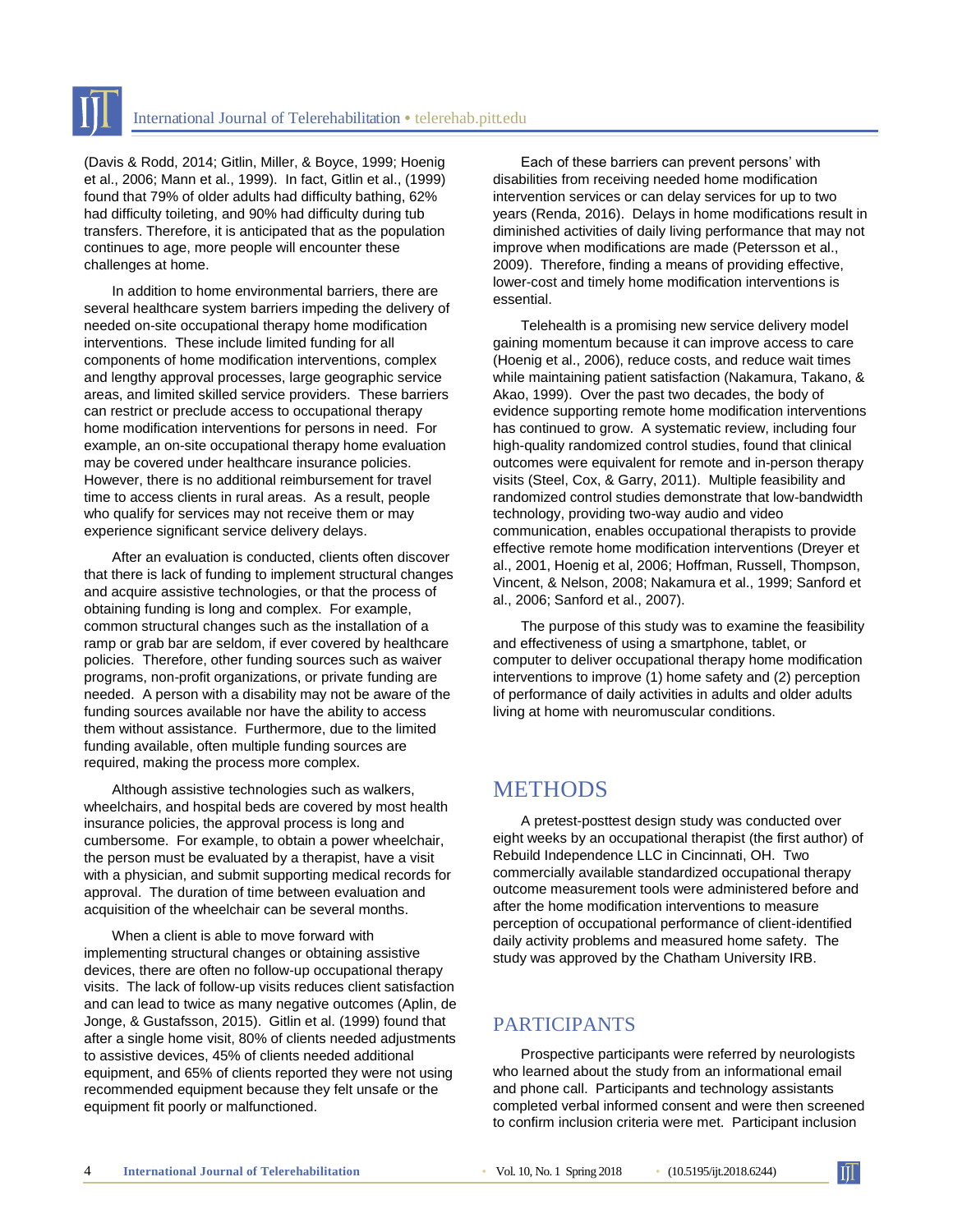(Davis & Rodd, 2014; Gitlin, Miller, & Boyce, 1999; Hoenig et al., 2006; Mann et al., 1999). In fact, Gitlin et al., (1999) found that 79% of older adults had difficulty bathing, 62% had difficulty toileting, and 90% had difficulty during tub transfers. Therefore, it is anticipated that as the population continues to age, more people will encounter these challenges at home.

In addition to home environmental barriers, there are several healthcare system barriers impeding the delivery of needed on-site occupational therapy home modification interventions. These include limited funding for all components of home modification interventions, complex and lengthy approval processes, large geographic service areas, and limited skilled service providers. These barriers can restrict or preclude access to occupational therapy home modification interventions for persons in need. For example, an on-site occupational therapy home evaluation may be covered under healthcare insurance policies. However, there is no additional reimbursement for travel time to access clients in rural areas. As a result, people who qualify for services may not receive them or may experience significant service delivery delays.

After an evaluation is conducted, clients often discover that there is lack of funding to implement structural changes and acquire assistive technologies, or that the process of obtaining funding is long and complex. For example, common structural changes such as the installation of a ramp or grab bar are seldom, if ever covered by healthcare policies. Therefore, other funding sources such as waiver programs, non-profit organizations, or private funding are needed. A person with a disability may not be aware of the funding sources available nor have the ability to access them without assistance. Furthermore, due to the limited funding available, often multiple funding sources are required, making the process more complex.

Although assistive technologies such as walkers, wheelchairs, and hospital beds are covered by most health insurance policies, the approval process is long and cumbersome. For example, to obtain a power wheelchair, the person must be evaluated by a therapist, have a visit with a physician, and submit supporting medical records for approval. The duration of time between evaluation and acquisition of the wheelchair can be several months.

When a client is able to move forward with implementing structural changes or obtaining assistive devices, there are often no follow-up occupational therapy visits. The lack of follow-up visits reduces client satisfaction and can lead to twice as many negative outcomes (Aplin, de Jonge, & Gustafsson, 2015). Gitlin et al. (1999) found that after a single home visit, 80% of clients needed adjustments to assistive devices, 45% of clients needed additional equipment, and 65% of clients reported they were not using recommended equipment because they felt unsafe or the equipment fit poorly or malfunctioned.

Each of these barriers can prevent persons' with disabilities from receiving needed home modification intervention services or can delay services for up to two years (Renda, 2016). Delays in home modifications result in diminished activities of daily living performance that may not improve when modifications are made (Petersson et al., 2009). Therefore, finding a means of providing effective, lower-cost and timely home modification interventions is essential.

Telehealth is a promising new service delivery model gaining momentum because it can improve access to care (Hoenig et al., 2006), reduce costs, and reduce wait times while maintaining patient satisfaction (Nakamura, Takano, & Akao, 1999). Over the past two decades, the body of evidence supporting remote home modification interventions has continued to grow. A systematic review, including four high-quality randomized control studies, found that clinical outcomes were equivalent for remote and in-person therapy visits (Steel, Cox, & Garry, 2011). Multiple feasibility and randomized control studies demonstrate that low-bandwidth technology, providing two-way audio and video communication, enables occupational therapists to provide effective remote home modification interventions (Dreyer et al., 2001, Hoenig et al, 2006; Hoffman, Russell, Thompson, Vincent, & Nelson, 2008; Nakamura et al., 1999; Sanford et al., 2006; Sanford et al., 2007).

The purpose of this study was to examine the feasibility and effectiveness of using a smartphone, tablet, or computer to deliver occupational therapy home modification interventions to improve (1) home safety and (2) perception of performance of daily activities in adults and older adults living at home with neuromuscular conditions.

## METHODS

A pretest-posttest design study was conducted over eight weeks by an occupational therapist (the first author) of Rebuild Independence LLC in Cincinnati, OH. Two commercially available standardized occupational therapy outcome measurement tools were administered before and after the home modification interventions to measure perception of occupational performance of client-identified daily activity problems and measured home safety. The study was approved by the Chatham University IRB.

## PARTICIPANTS

Prospective participants were referred by neurologists who learned about the study from an informational email and phone call. Participants and technology assistants completed verbal informed consent and were then screened to confirm inclusion criteria were met. Participant inclusion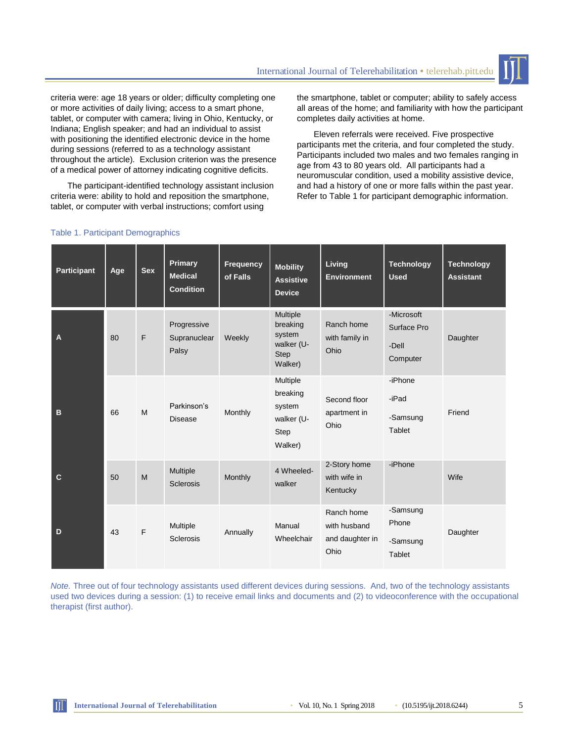criteria were: age 18 years or older; difficulty completing one or more activities of daily living; access to a smart phone, tablet, or computer with camera; living in Ohio, Kentucky, or Indiana; English speaker; and had an individual to assist with positioning the identified electronic device in the home during sessions (referred to as a technology assistant throughout the article). Exclusion criterion was the presence of a medical power of attorney indicating cognitive deficits.

The participant-identified technology assistant inclusion criteria were: ability to hold and reposition the smartphone, tablet, or computer with verbal instructions; comfort using the smartphone, tablet or computer; ability to safely access all areas of the home; and familiarity with how the participant completes daily activities at home.

Eleven referrals were received. Five prospective participants met the criteria, and four completed the study. Participants included two males and two females ranging in age from 43 to 80 years old. All participants had a neuromuscular condition, used a mobility assistive device, and had a history of one or more falls within the past year. Refer to Table 1 for participant demographic information.

Table 1. Participant Demographics

| Participant | Age | Sex | Primary Medical Condition | Frequency of Falls | Mobility Assistive Device | Living Environment | Technology Used | Technology Assistant |
|---|---|---|---|---|---|---|---|---|
| A | 80 | F | Progressive Supranuclear Palsy | Weekly | Multiple breaking system walker (U-Step Walker) | Ranch home with family in Ohio | -Microsoft Surface Pro<br>-Dell Computer | Daughter |
| B | 66 | M | Parkinson's Disease | Monthly | Multiple breaking system walker (U-Step Walker) | Second floor apartment in Ohio | -iPhone<br>-iPad<br>-Samsung Tablet | Friend |
| C | 50 | M | Multiple Sclerosis | Monthly | 4 Wheeled-walker | 2-Story home with wife in Kentucky | -iPhone | Wife |
| D | 43 | F | Multiple Sclerosis | Annually | Manual Wheelchair | Ranch home with husband and daughter in Ohio | -Samsung Phone<br>-Samsung Tablet | Daughter |

*Note.* Three out of four technology assistants used different devices during sessions. And, two of the technology assistants used two devices during a session: (1) to receive email links and documents and (2) to videoconference with the occupational therapist (first author).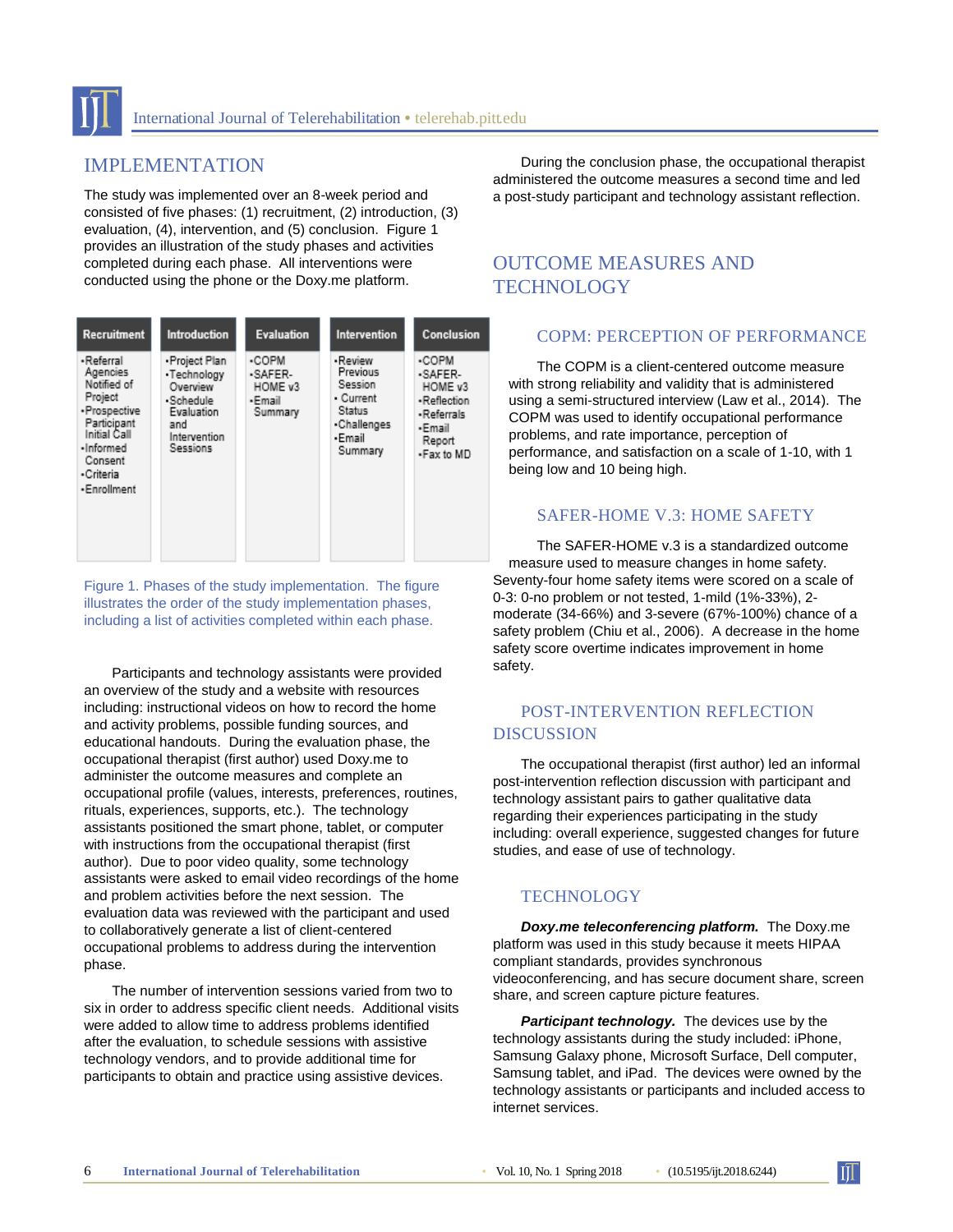## IMPLEMENTATION

The study was implemented over an 8-week period and consisted of five phases: (1) recruitment, (2) introduction, (3) evaluation, (4), intervention, and (5) conclusion. Figure 1 provides an illustration of the study phases and activities completed during each phase. All interventions were conducted using the phone or the Doxy.me platform.

| Recruitment | Introduction | Evaluation | Intervention | Conclusion |
|---|---|---|---|---|
| •Referral Agencies Notified of Project<br>•Prospective Participant Initial Call<br>•Informed Consent<br>•Criteria<br>•Enrollment | •Project Plan<br>•Technology Overview<br>•Schedule Evaluation and Intervention Sessions | •COPM<br>•SAFER-HOME v3<br>•Email Summary | •Review Previous Session<br>• Current Status<br>•Challenges<br>•Email Summary | •COPM<br>•SAFER-HOME v3<br>•Reflection<br>•Referrals<br>•Email Report<br>•Fax to MD |

Figure 1. Phases of the study implementation. The figure illustrates the order of the study implementation phases, including a list of activities completed within each phase.

Participants and technology assistants were provided an overview of the study and a website with resources including: instructional videos on how to record the home and activity problems, possible funding sources, and educational handouts. During the evaluation phase, the occupational therapist (first author) used Doxy.me to administer the outcome measures and complete an occupational profile (values, interests, preferences, routines, rituals, experiences, supports, etc.). The technology assistants positioned the smart phone, tablet, or computer with instructions from the occupational therapist (first author). Due to poor video quality, some technology assistants were asked to email video recordings of the home and problem activities before the next session. The evaluation data was reviewed with the participant and used to collaboratively generate a list of client-centered occupational problems to address during the intervention phase.

The number of intervention sessions varied from two to six in order to address specific client needs. Additional visits were added to allow time to address problems identified after the evaluation, to schedule sessions with assistive technology vendors, and to provide additional time for participants to obtain and practice using assistive devices.

During the conclusion phase, the occupational therapist administered the outcome measures a second time and led a post-study participant and technology assistant reflection.

## OUTCOME MEASURES AND TECHNOLOGY

### COPM: PERCEPTION OF PERFORMANCE

The COPM is a client-centered outcome measure with strong reliability and validity that is administered using a semi-structured interview (Law et al., 2014). The COPM was used to identify occupational performance problems, and rate importance, perception of performance, and satisfaction on a scale of 1-10, with 1 being low and 10 being high.

### SAFER-HOME V.3: HOME SAFETY

The SAFER-HOME v.3 is a standardized outcome measure used to measure changes in home safety. Seventy-four home safety items were scored on a scale of 0-3: 0-no problem or not tested, 1-mild (1%-33%), 2-moderate (34-66%) and 3-severe (67%-100%) chance of a safety problem (Chiu et al., 2006). A decrease in the home safety score overtime indicates improvement in home safety.

### POST-INTERVENTION REFLECTION DISCUSSION

The occupational therapist (first author) led an informal post-intervention reflection discussion with participant and technology assistant pairs to gather qualitative data regarding their experiences participating in the study including: overall experience, suggested changes for future studies, and ease of use of technology.

### TECHNOLOGY

***Doxy.me teleconferencing platform.*** The Doxy.me platform was used in this study because it meets HIPAA compliant standards, provides synchronous videoconferencing, and has secure document share, screen share, and screen capture picture features.

***Participant technology.*** The devices use by the technology assistants during the study included: iPhone, Samsung Galaxy phone, Microsoft Surface, Dell computer, Samsung tablet, and iPad. The devices were owned by the technology assistants or participants and included access to internet services.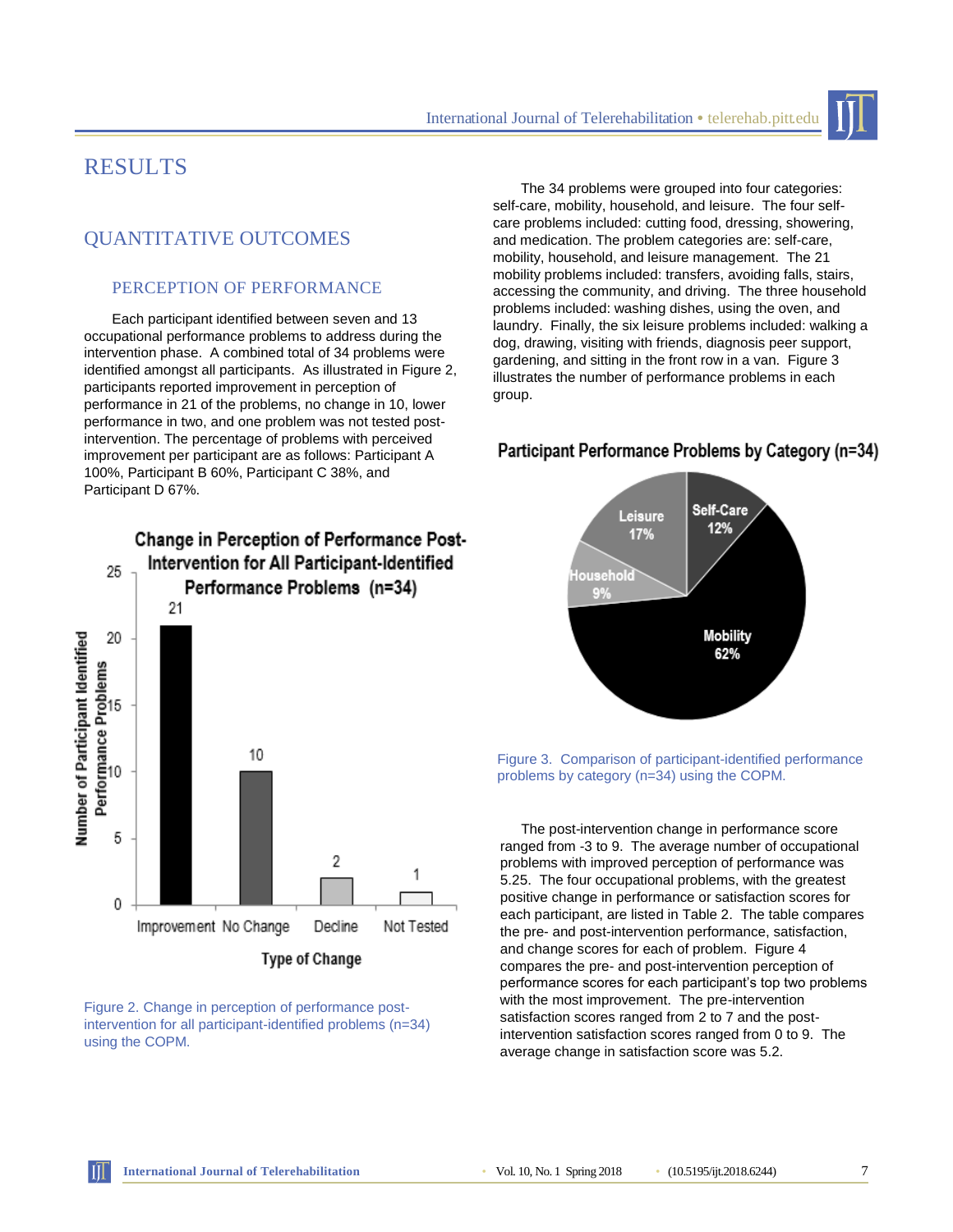# RESULTS

## QUANTITATIVE OUTCOMES

### PERCEPTION OF PERFORMANCE

Each participant identified between seven and 13 occupational performance problems to address during the intervention phase. A combined total of 34 problems were identified amongst all participants. As illustrated in Figure 2, participants reported improvement in perception of performance in 21 of the problems, no change in 10, lower performance in two, and one problem was not tested post-intervention. The percentage of problems with perceived improvement per participant are as follows: Participant A 100%, Participant B 60%, Participant C 38%, and Participant D 67%.

Figure 2. Change in perception of performance post-intervention for all participant-identified problems (n=34) using the COPM.

The 34 problems were grouped into four categories: self-care, mobility, household, and leisure. The four self-care problems included: cutting food, dressing, showering, and medication. The problem categories are: self-care, mobility, household, and leisure management. The 21 mobility problems included: transfers, avoiding falls, stairs, accessing the community, and driving. The three household problems included: washing dishes, using the oven, and laundry. Finally, the six leisure problems included: walking a dog, drawing, visiting with friends, diagnosis peer support, gardening, and sitting in the front row in a van. Figure 3 illustrates the number of performance problems in each group.

Figure 3. Comparison of participant-identified performance problems by category (n=34) using the COPM.

The post-intervention change in performance score ranged from -3 to 9. The average number of occupational problems with improved perception of performance was 5.25. The four occupational problems, with the greatest positive change in performance or satisfaction scores for each participant, are listed in Table 2. The table compares the pre- and post-intervention performance, satisfaction, and change scores for each of problem. Figure 4 compares the pre- and post-intervention perception of performance scores for each participant's top two problems with the most improvement. The pre-intervention satisfaction scores ranged from 2 to 7 and the post-intervention satisfaction scores ranged from 0 to 9. The average change in satisfaction score was 5.2.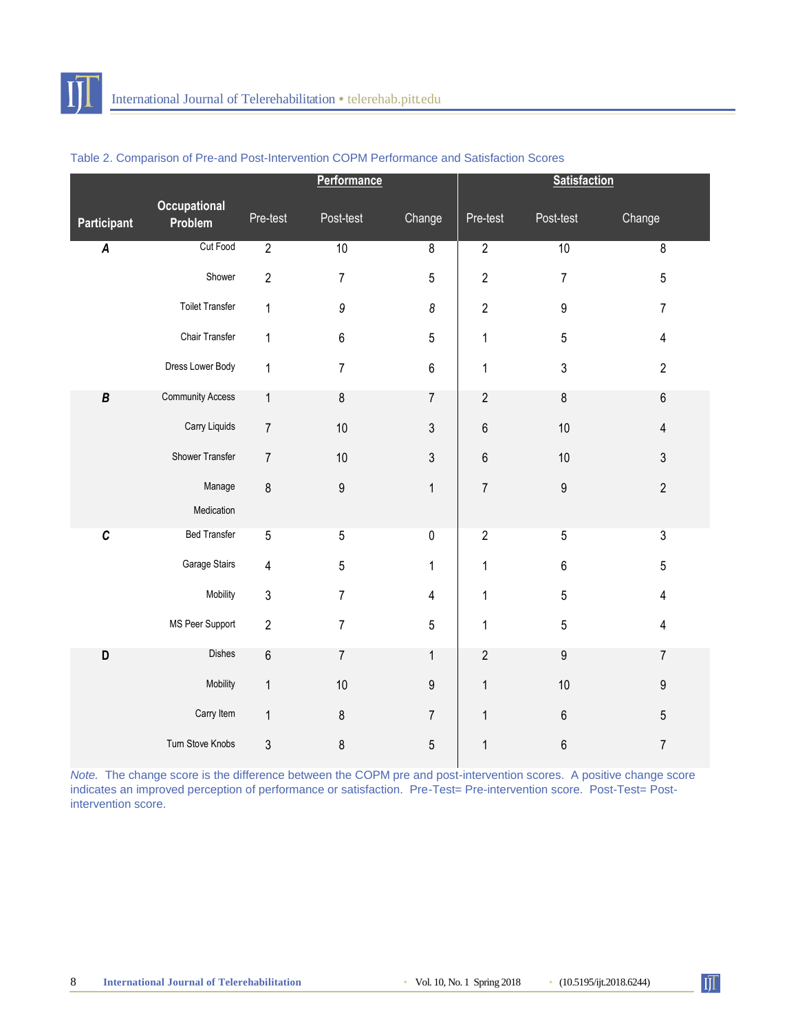Table 2. Comparison of Pre-and Post-Intervention COPM Performance and Satisfaction Scores

| Participant | Occupational Problem | Performance | | | Satisfaction | | |
|---|---|---|---|---|---|---|---|
| | | Pre-test | Post-test | Change | Pre-test | Post-test | Change |
| *A* | Cut Food | 2 | 10 | 8 | 2 | 10 | 8 |
| | Shower | 2 | 7 | 5 | 2 | 7 | 5 |
| | Toilet Transfer | 1 | 9 | *8* | 2 | 9 | 7 |
| | Chair Transfer | 1 | 6 | 5 | 1 | 5 | 4 |
| | Dress Lower Body | 1 | 7 | 6 | 1 | 3 | 2 |
| *B* | Community Access | 1 | 8 | 7 | 2 | 8 | 6 |
| | Carry Liquids | 7 | 10 | 3 | 6 | 10 | 4 |
| | Shower Transfer | 7 | 10 | 3 | 6 | 10 | 3 |
| | Manage Medication | 8 | 9 | 1 | 7 | 9 | 2 |
| *C* | Bed Transfer | 5 | 5 | 0 | 2 | 5 | 3 |
| | Garage Stairs | 4 | 5 | 1 | 1 | 6 | 5 |
| | Mobility | 3 | 7 | 4 | 1 | 5 | 4 |
| | MS Peer Support | 2 | 7 | 5 | 1 | 5 | 4 |
| D | Dishes | 6 | 7 | 1 | 2 | 9 | 7 |
| | Mobility | 1 | 10 | 9 | 1 | 10 | 9 |
| | Carry Item | 1 | 8 | 7 | 1 | 6 | 5 |
| | Turn Stove Knobs | 3 | 8 | 5 | 1 | 6 | 7 |

*Note.* The change score is the difference between the COPM pre and post-intervention scores. A positive change score indicates an improved perception of performance or satisfaction. Pre-Test= Pre-intervention score. Post-Test= Post-intervention score.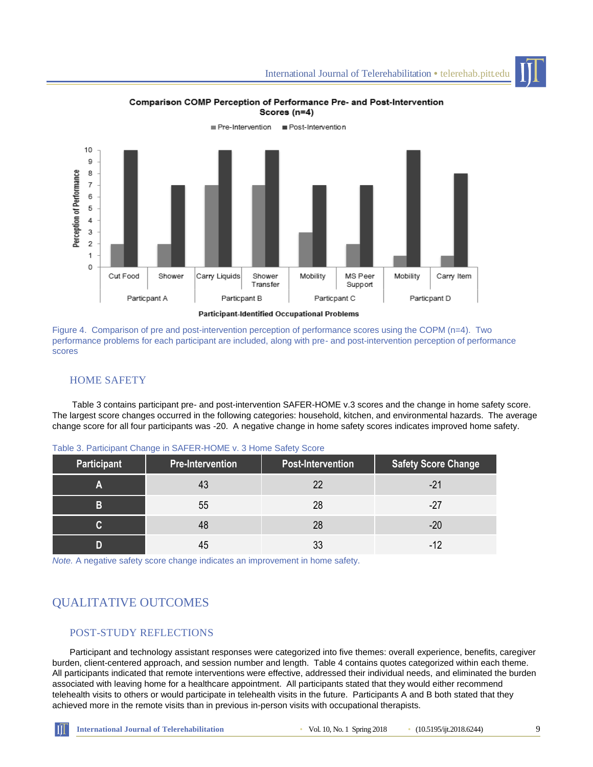Figure 4. Comparison of pre and post-intervention perception of performance scores using the COPM (n=4). Two performance problems for each participant are included, along with pre- and post-intervention perception of performance scores

### HOME SAFETY

Table 3 contains participant pre- and post-intervention SAFER-HOME v.3 scores and the change in home safety score. The largest score changes occurred in the following categories: household, kitchen, and environmental hazards. The average change score for all four participants was -20. A negative change in home safety scores indicates improved home safety.

Table 3. Participant Change in SAFER-HOME v. 3 Home Safety Score

| Participant | Pre-Intervention | Post-Intervention | Safety Score Change |
|---|---|---|---|
| A | 43 | 22 | -21 |
| B | 55 | 28 | -27 |
| C | 48 | 28 | -20 |
| D | 45 | 33 | -12 |

*Note.* A negative safety score change indicates an improvement in home safety.

## QUALITATIVE OUTCOMES

### POST-STUDY REFLECTIONS

Participant and technology assistant responses were categorized into five themes: overall experience, benefits, caregiver burden, client-centered approach, and session number and length. Table 4 contains quotes categorized within each theme. All participants indicated that remote interventions were effective, addressed their individual needs, and eliminated the burden associated with leaving home for a healthcare appointment. All participants stated that they would either recommend telehealth visits to others or would participate in telehealth visits in the future. Participants A and B both stated that they achieved more in the remote visits than in previous in-person visits with occupational therapists.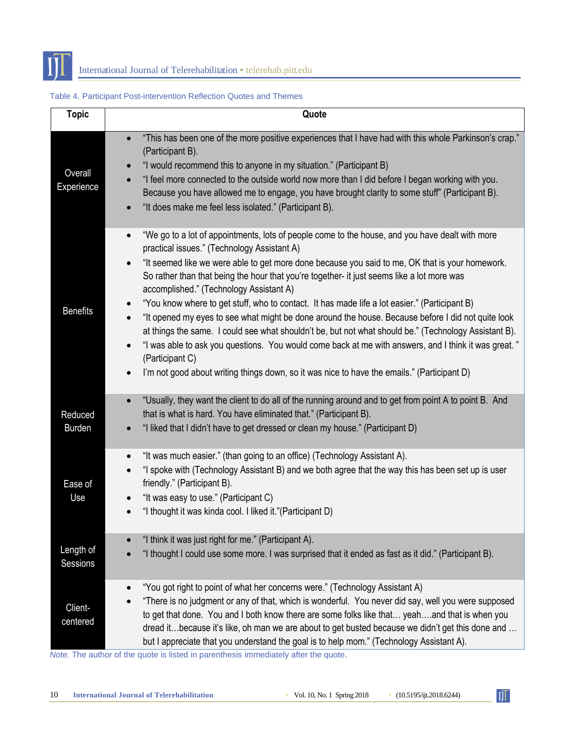Table 4. Participant Post-intervention Reflection Quotes and Themes

| Topic | Quote |
| --- | --- |
| Overall Experience | • "This has been one of the more positive experiences that I have had with this whole Parkinson's crap." (Participant B).<br>• "I would recommend this to anyone in my situation." (Participant B)<br>• "I feel more connected to the outside world now more than I did before I began working with you. Because you have allowed me to engage, you have brought clarity to some stuff" (Participant B).<br>• "It does make me feel less isolated." (Participant B). |
| Benefits | • "We go to a lot of appointments, lots of people come to the house, and you have dealt with more practical issues." (Technology Assistant A)<br>• "It seemed like we were able to get more done because you said to me, OK that is your homework. So rather than that being the hour that you're together- it just seems like a lot more was accomplished." (Technology Assistant A)<br>• "You know where to get stuff, who to contact. It has made life a lot easier." (Participant B)<br>• "It opened my eyes to see what might be done around the house. Because before I did not quite look at things the same. I could see what shouldn't be, but not what should be." (Technology Assistant B).<br>• "I was able to ask you questions. You would come back at me with answers, and I think it was great. " (Participant C)<br>• I'm not good about writing things down, so it was nice to have the emails." (Participant D) |
| Reduced Burden | • "Usually, they want the client to do all of the running around and to get from point A to point B. And that is what is hard. You have eliminated that." (Participant B).<br>• "I liked that I didn't have to get dressed or clean my house." (Participant D) |
| Ease of Use | • "It was much easier." (than going to an office) (Technology Assistant A).<br>• "I spoke with (Technology Assistant B) and we both agree that the way this has been set up is user friendly." (Participant B).<br>• "It was easy to use." (Participant C)<br>• "I thought it was kinda cool. I liked it."(Participant D) |
| Length of Sessions | • "I think it was just right for me." (Participant A).<br>• "I thought I could use some more. I was surprised that it ended as fast as it did." (Participant B). |
| Client-centered | • "You got right to point of what her concerns were." (Technology Assistant A)<br>• "There is no judgment or any of that, which is wonderful. You never did say, well you were supposed to get that done. You and I both know there are some folks like that… yeah….and that is when you dread it…because it's like, oh man we are about to get busted because we didn't get this done and … but I appreciate that you understand the goal is to help mom." (Technology Assistant A). |

*Note.* The author of the quote is listed in parenthesis immediately after the quote.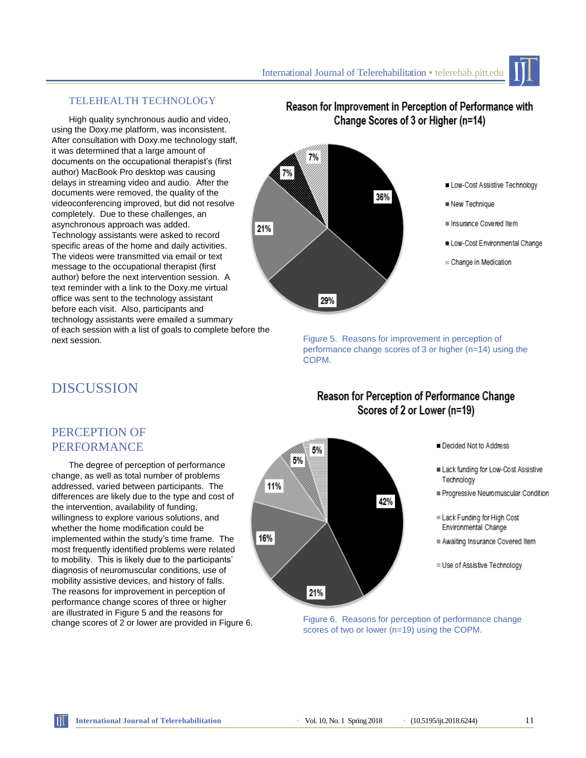### TELEHEALTH TECHNOLOGY

High quality synchronous audio and video, using the Doxy.me platform, was inconsistent. After consultation with Doxy.me technology staff, it was determined that a large amount of documents on the occupational therapist's (first author) MacBook Pro desktop was causing delays in streaming video and audio. After the documents were removed, the quality of the videoconferencing improved, but did not resolve completely. Due to these challenges, an asynchronous approach was added. Technology assistants were asked to record specific areas of the home and daily activities. The videos were transmitted via email or text message to the occupational therapist (first author) before the next intervention session. A text reminder with a link to the Doxy.me virtual office was sent to the technology assistant before each visit. Also, participants and technology assistants were emailed a summary of each session with a list of goals to complete before the next session.

**Reason for Improvement in Perception of Performance with Change Scores of 3 or Higher (n=14)**

- Low-Cost Assistive Technology: 36%
- New Technique: 29%
- Insurance Covered Item: 21%
- Low-Cost Environmental Change: 7%
- Change in Medication: 7%

Figure 5. Reasons for improvement in perception of performance change scores of 3 or higher (n=14) using the COPM.

## DISCUSSION

### PERCEPTION OF PERFORMANCE

The degree of perception of performance change, as well as total number of problems addressed, varied between participants. The differences are likely due to the type and cost of the intervention, availability of funding, willingness to explore various solutions, and whether the home modification could be implemented within the study's time frame. The most frequently identified problems were related to mobility. This is likely due to the participants' diagnosis of neuromuscular conditions, use of mobility assistive devices, and history of falls. The reasons for improvement in perception of performance change scores of three or higher are illustrated in Figure 5 and the reasons for change scores of 2 or lower are provided in Figure 6.

**Reason for Perception of Performance Change Scores of 2 or Lower (n=19)**

- Decided Not to Address: 42%
- Lack funding for Low-Cost Assistive Technology: 21%
- Progressive Neuromuscular Condition: 16%
- Lack Funding for High Cost Environmental Change: 11%
- Awaiting Insurance Covered Item: 5%
- Use of Assistive Technology: 5%

Figure 6. Reasons for perception of performance change scores of two or lower (n=19) using the COPM.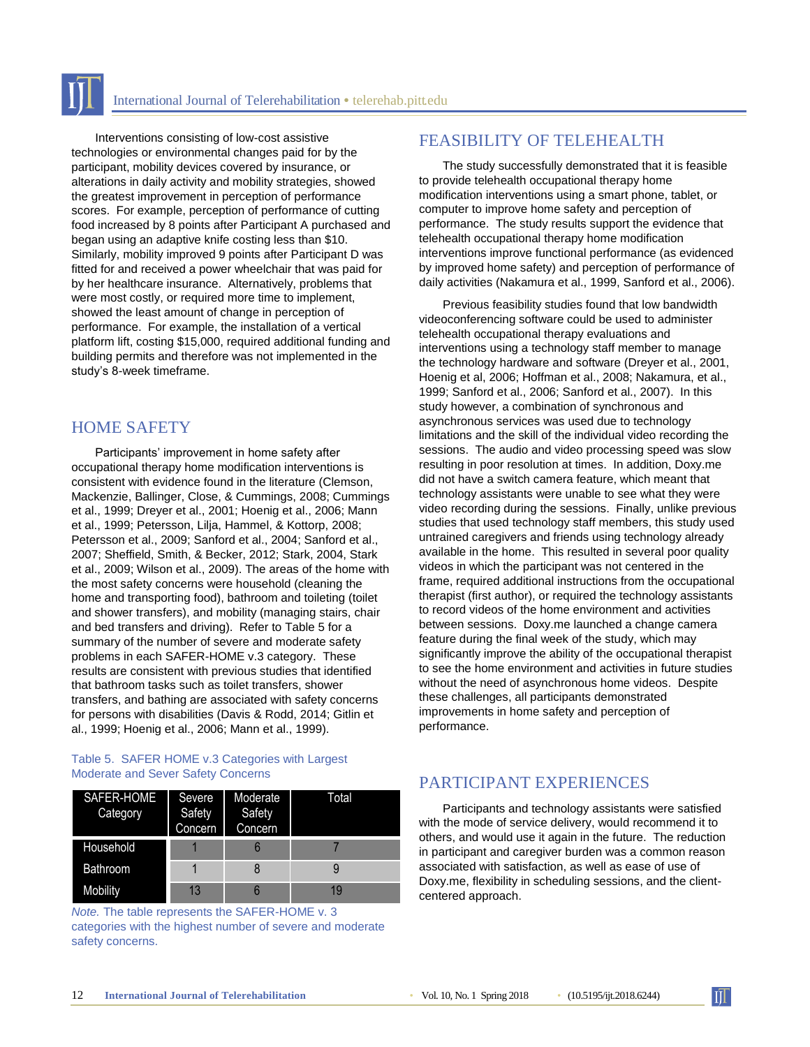Interventions consisting of low-cost assistive technologies or environmental changes paid for by the participant, mobility devices covered by insurance, or alterations in daily activity and mobility strategies, showed the greatest improvement in perception of performance scores. For example, perception of performance of cutting food increased by 8 points after Participant A purchased and began using an adaptive knife costing less than $10. Similarly, mobility improved 9 points after Participant D was fitted for and received a power wheelchair that was paid for by her healthcare insurance. Alternatively, problems that were most costly, or required more time to implement, showed the least amount of change in perception of performance. For example, the installation of a vertical platform lift, costing $15,000, required additional funding and building permits and therefore was not implemented in the study's 8-week timeframe.

## HOME SAFETY

Participants' improvement in home safety after occupational therapy home modification interventions is consistent with evidence found in the literature (Clemson, Mackenzie, Ballinger, Close, & Cummings, 2008; Cummings et al., 1999; Dreyer et al., 2001; Hoenig et al., 2006; Mann et al., 1999; Petersson, Lilja, Hammel, & Kottorp, 2008; Petersson et al., 2009; Sanford et al., 2004; Sanford et al., 2007; Sheffield, Smith, & Becker, 2012; Stark, 2004, Stark et al., 2009; Wilson et al., 2009). The areas of the home with the most safety concerns were household (cleaning the home and transporting food), bathroom and toileting (toilet and shower transfers), and mobility (managing stairs, chair and bed transfers and driving). Refer to Table 5 for a summary of the number of severe and moderate safety problems in each SAFER-HOME v.3 category. These results are consistent with previous studies that identified that bathroom tasks such as toilet transfers, shower transfers, and bathing are associated with safety concerns for persons with disabilities (Davis & Rodd, 2014; Gitlin et al., 1999; Hoenig et al., 2006; Mann et al., 1999).

Table 5. SAFER HOME v.3 Categories with Largest Moderate and Sever Safety Concerns

| SAFER-HOME Category | Severe Safety Concern | Moderate Safety Concern | Total |
|---|---|---|---|
| Household | 1 | 6 | 7 |
| Bathroom | 1 | 8 | 9 |
| Mobility | 13 | 6 | 19 |

*Note.* The table represents the SAFER-HOME v. 3 categories with the highest number of severe and moderate safety concerns.

## FEASIBILITY OF TELEHEALTH

The study successfully demonstrated that it is feasible to provide telehealth occupational therapy home modification interventions using a smart phone, tablet, or computer to improve home safety and perception of performance. The study results support the evidence that telehealth occupational therapy home modification interventions improve functional performance (as evidenced by improved home safety) and perception of performance of daily activities (Nakamura et al., 1999, Sanford et al., 2006).

Previous feasibility studies found that low bandwidth videoconferencing software could be used to administer telehealth occupational therapy evaluations and interventions using a technology staff member to manage the technology hardware and software (Dreyer et al., 2001, Hoenig et al, 2006; Hoffman et al., 2008; Nakamura, et al., 1999; Sanford et al., 2006; Sanford et al., 2007). In this study however, a combination of synchronous and asynchronous services was used due to technology limitations and the skill of the individual video recording the sessions. The audio and video processing speed was slow resulting in poor resolution at times. In addition, Doxy.me did not have a switch camera feature, which meant that technology assistants were unable to see what they were video recording during the sessions. Finally, unlike previous studies that used technology staff members, this study used untrained caregivers and friends using technology already available in the home. This resulted in several poor quality videos in which the participant was not centered in the frame, required additional instructions from the occupational therapist (first author), or required the technology assistants to record videos of the home environment and activities between sessions. Doxy.me launched a change camera feature during the final week of the study, which may significantly improve the ability of the occupational therapist to see the home environment and activities in future studies without the need of asynchronous home videos. Despite these challenges, all participants demonstrated improvements in home safety and perception of performance.

## PARTICIPANT EXPERIENCES

Participants and technology assistants were satisfied with the mode of service delivery, would recommend it to others, and would use it again in the future. The reduction in participant and caregiver burden was a common reason associated with satisfaction, as well as ease of use of Doxy.me, flexibility in scheduling sessions, and the client-centered approach.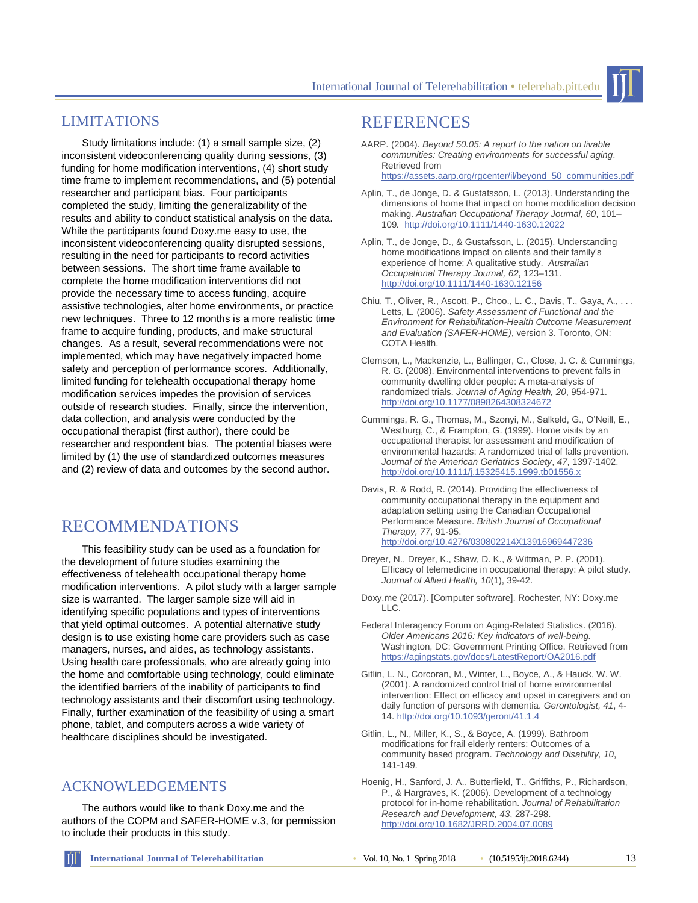## LIMITATIONS

Study limitations include: (1) a small sample size, (2) inconsistent videoconferencing quality during sessions, (3) funding for home modification interventions, (4) short study time frame to implement recommendations, and (5) potential researcher and participant bias. Four participants completed the study, limiting the generalizability of the results and ability to conduct statistical analysis on the data. While the participants found Doxy.me easy to use, the inconsistent videoconferencing quality disrupted sessions, resulting in the need for participants to record activities between sessions. The short time frame available to complete the home modification interventions did not provide the necessary time to access funding, acquire assistive technologies, alter home environments, or practice new techniques. Three to 12 months is a more realistic time frame to acquire funding, products, and make structural changes. As a result, several recommendations were not implemented, which may have negatively impacted home safety and perception of performance scores. Additionally, limited funding for telehealth occupational therapy home modification services impedes the provision of services outside of research studies. Finally, since the intervention, data collection, and analysis were conducted by the occupational therapist (first author), there could be researcher and respondent bias. The potential biases were limited by (1) the use of standardized outcomes measures and (2) review of data and outcomes by the second author.

## RECOMMENDATIONS

This feasibility study can be used as a foundation for the development of future studies examining the effectiveness of telehealth occupational therapy home modification interventions. A pilot study with a larger sample size is warranted. The larger sample size will aid in identifying specific populations and types of interventions that yield optimal outcomes. A potential alternative study design is to use existing home care providers such as case managers, nurses, and aides, as technology assistants. Using health care professionals, who are already going into the home and comfortable using technology, could eliminate the identified barriers of the inability of participants to find technology assistants and their discomfort using technology. Finally, further examination of the feasibility of using a smart phone, tablet, and computers across a wide variety of healthcare disciplines should be investigated.

## ACKNOWLEDGEMENTS

The authors would like to thank Doxy.me and the authors of the COPM and SAFER-HOME v.3, for permission to include their products in this study.

## REFERENCES

AARP. (2004). *Beyond 50.05: A report to the nation on livable communities: Creating environments for successful aging*. Retrieved from https://assets.aarp.org/rgcenter/il/beyond_50_communities.pdf

Aplin, T., de Jonge, D. & Gustafsson, L. (2013). Understanding the dimensions of home that impact on home modification decision making. *Australian Occupational Therapy Journal, 60*, 101–109. http://doi.org/10.1111/1440-1630.12022

Aplin, T., de Jonge, D., & Gustafsson, L. (2015). Understanding home modifications impact on clients and their family's experience of home: A qualitative study. *Australian Occupational Therapy Journal, 62*, 123–131. http://doi.org/10.1111/1440-1630.12156

Chiu, T., Oliver, R., Ascott, P., Choo., L. C., Davis, T., Gaya, A., . . . Letts, L. (2006). *Safety Assessment of Functional and the Environment for Rehabilitation-Health Outcome Measurement and Evaluation (SAFER-HOME)*, version 3. Toronto, ON: COTA Health.

Clemson, L., Mackenzie, L., Ballinger, C., Close, J. C. & Cummings, R. G. (2008). Environmental interventions to prevent falls in community dwelling older people: A meta-analysis of randomized trials. *Journal of Aging Health, 20*, 954-971. http://doi.org/10.1177/0898264308324672

Cummings, R. G., Thomas, M., Szonyi, M., Salkeld, G., O'Neill, E., Westburg, C., & Frampton, G. (1999). Home visits by an occupational therapist for assessment and modification of environmental hazards: A randomized trial of falls prevention. *Journal of the American Geriatrics Society*, *47*, 1397-1402. http://doi.org/10.1111/j.15325415.1999.tb01556.x

Davis, R. & Rodd, R. (2014). Providing the effectiveness of community occupational therapy in the equipment and adaptation setting using the Canadian Occupational Performance Measure. *British Journal of Occupational Therapy, 77*, 91-95. http://doi.org/10.4276/030802214X13916969447236

Dreyer, N., Dreyer, K., Shaw, D. K., & Wittman, P. P. (2001). Efficacy of telemedicine in occupational therapy: A pilot study. *Journal of Allied Health, 10*(1), 39-42.

Doxy.me (2017). [Computer software]. Rochester, NY: Doxy.me LLC.

Federal Interagency Forum on Aging-Related Statistics. (2016). *Older Americans 2016: Key indicators of well-being.* Washington, DC: Government Printing Office. Retrieved from https://agingstats.gov/docs/LatestReport/OA2016.pdf

Gitlin, L. N., Corcoran, M., Winter, L., Boyce, A., & Hauck, W. W. (2001). A randomized control trial of home environmental intervention: Effect on efficacy and upset in caregivers and on daily function of persons with dementia. *Gerontologist, 41*, 4-14. http://doi.org/10.1093/geront/41.1.4

Gitlin, L., N., Miller, K., S., & Boyce, A. (1999). Bathroom modifications for frail elderly renters: Outcomes of a community based program. *Technology and Disability, 10*, 141-149.

Hoenig, H., Sanford, J. A., Butterfield, T., Griffiths, P., Richardson, P., & Hargraves, K. (2006). Development of a technology protocol for in-home rehabilitation. *Journal of Rehabilitation Research and Development, 43*, 287-298. http://doi.org/10.1682/JRRD.2004.07.0089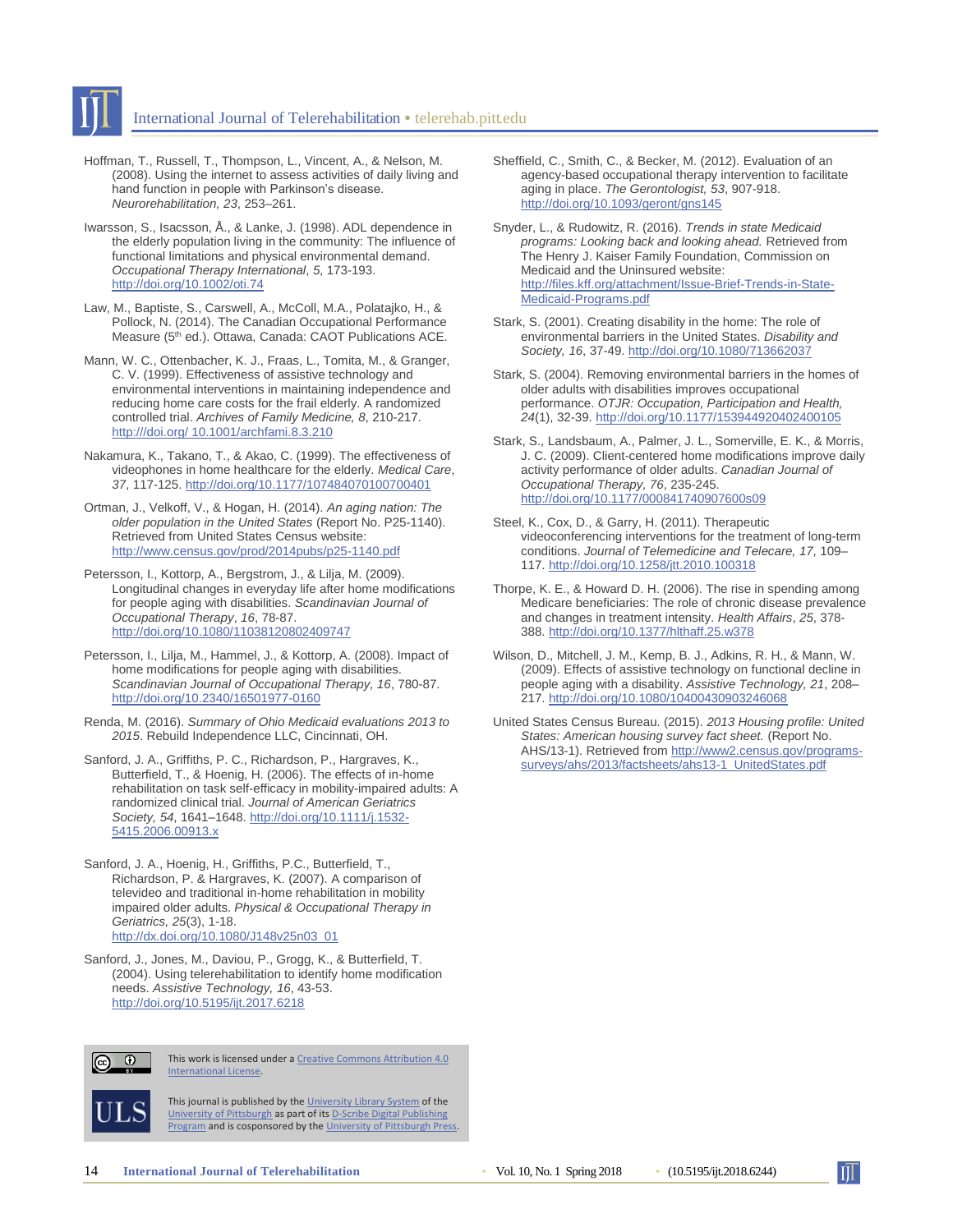Hoffman, T., Russell, T., Thompson, L., Vincent, A., & Nelson, M. (2008). Using the internet to assess activities of daily living and hand function in people with Parkinson's disease. *Neurorehabilitation, 23*, 253–261.

Iwarsson, S., Isacsson, Å., & Lanke, J. (1998). ADL dependence in the elderly population living in the community: The influence of functional limitations and physical environmental demand. *Occupational Therapy International*, *5*, 173-193. http://doi.org/10.1002/oti.74

Law, M., Baptiste, S., Carswell, A., McColl, M.A., Polatajko, H., & Pollock, N. (2014). The Canadian Occupational Performance Measure (5th ed.). Ottawa, Canada: CAOT Publications ACE.

Mann, W. C., Ottenbacher, K. J., Fraas, L., Tomita, M., & Granger, C. V. (1999). Effectiveness of assistive technology and environmental interventions in maintaining independence and reducing home care costs for the frail elderly. A randomized controlled trial. *Archives of Family Medicine, 8*, 210-217. http:///doi.org/ 10.1001/archfami.8.3.210

Nakamura, K., Takano, T., & Akao, C. (1999). The effectiveness of videophones in home healthcare for the elderly. *Medical Care*, *37*, 117-125. http://doi.org/10.1177/107484070100700401

Ortman, J., Velkoff, V., & Hogan, H. (2014). *An aging nation: The older population in the United States* (Report No. P25-1140). Retrieved from United States Census website: http://www.census.gov/prod/2014pubs/p25-1140.pdf

Petersson, I., Kottorp, A., Bergstrom, J., & Lilja, M. (2009). Longitudinal changes in everyday life after home modifications for people aging with disabilities. *Scandinavian Journal of Occupational Therapy*, *16*, 78-87. http://doi.org/10.1080/11038120802409747

Petersson, I., Lilja, M., Hammel, J., & Kottorp, A. (2008). Impact of home modifications for people aging with disabilities. *Scandinavian Journal of Occupational Therapy, 16*, 780-87. http://doi.org/10.2340/16501977-0160

Renda, M. (2016). *Summary of Ohio Medicaid evaluations 2013 to 2015*. Rebuild Independence LLC, Cincinnati, OH.

Sanford, J. A., Griffiths, P. C., Richardson, P., Hargraves, K., Butterfield, T., & Hoenig, H. (2006). The effects of in-home rehabilitation on task self-efficacy in mobility-impaired adults: A randomized clinical trial. *Journal of American Geriatrics Society, 54*, 1641–1648. http://doi.org/10.1111/j.1532-5415.2006.00913.x

Sanford, J. A., Hoenig, H., Griffiths, P.C., Butterfield, T., Richardson, P. & Hargraves, K. (2007). A comparison of televideo and traditional in-home rehabilitation in mobility impaired older adults. *Physical & Occupational Therapy in Geriatrics, 25*(3), 1-18. http://dx.doi.org/10.1080/J148v25n03_01

Sanford, J., Jones, M., Daviou, P., Grogg, K., & Butterfield, T. (2004). Using telerehabilitation to identify home modification needs. *Assistive Technology, 16*, 43-53. http://doi.org/10.5195/ijt.2017.6218

Sheffield, C., Smith, C., & Becker, M. (2012). Evaluation of an agency-based occupational therapy intervention to facilitate aging in place. *The Gerontologist, 53*, 907-918. http://doi.org/10.1093/geront/gns145

Snyder, L., & Rudowitz, R. (2016). *Trends in state Medicaid programs: Looking back and looking ahead.* Retrieved from The Henry J. Kaiser Family Foundation, Commission on Medicaid and the Uninsured website: http://files.kff.org/attachment/Issue-Brief-Trends-in-State-Medicaid-Programs.pdf

Stark, S. (2001). Creating disability in the home: The role of environmental barriers in the United States. *Disability and Society, 16*, 37-49. http://doi.org/10.1080/713662037

Stark, S. (2004). Removing environmental barriers in the homes of older adults with disabilities improves occupational performance. *OTJR: Occupation, Participation and Health, 24*(1), 32-39. http://doi.org/10.1177/153944920402400105

Stark, S., Landsbaum, A., Palmer, J. L., Somerville, E. K., & Morris, J. C. (2009). Client-centered home modifications improve daily activity performance of older adults. *Canadian Journal of Occupational Therapy, 76*, 235-245. http://doi.org/10.1177/000841740907600s09

Steel, K., Cox, D., & Garry, H. (2011). Therapeutic videoconferencing interventions for the treatment of long-term conditions. *Journal of Telemedicine and Telecare, 17*, 109–117. http://doi.org/10.1258/jtt.2010.100318

Thorpe, K. E., & Howard D. H. (2006). The rise in spending among Medicare beneficiaries: The role of chronic disease prevalence and changes in treatment intensity. *Health Affairs*, *25*, 378-388. http://doi.org/10.1377/hlthaff.25.w378

Wilson, D., Mitchell, J. M., Kemp, B. J., Adkins, R. H., & Mann, W. (2009). Effects of assistive technology on functional decline in people aging with a disability. *Assistive Technology, 21*, 208–217. http://doi.org/10.1080/10400430903246068

United States Census Bureau. (2015). *2013 Housing profile: United States: American housing survey fact sheet.* (Report No. AHS/13-1). Retrieved from http://www2.census.gov/programs-surveys/ahs/2013/factsheets/ahs13-1_UnitedStates.pdf

This work is licensed under a Creative Commons Attribution 4.0 International License.

This journal is published by the University Library System of the University of Pittsburgh as part of its D-Scribe Digital Publishing Program and is cosponsored by the University of Pittsburgh Press.